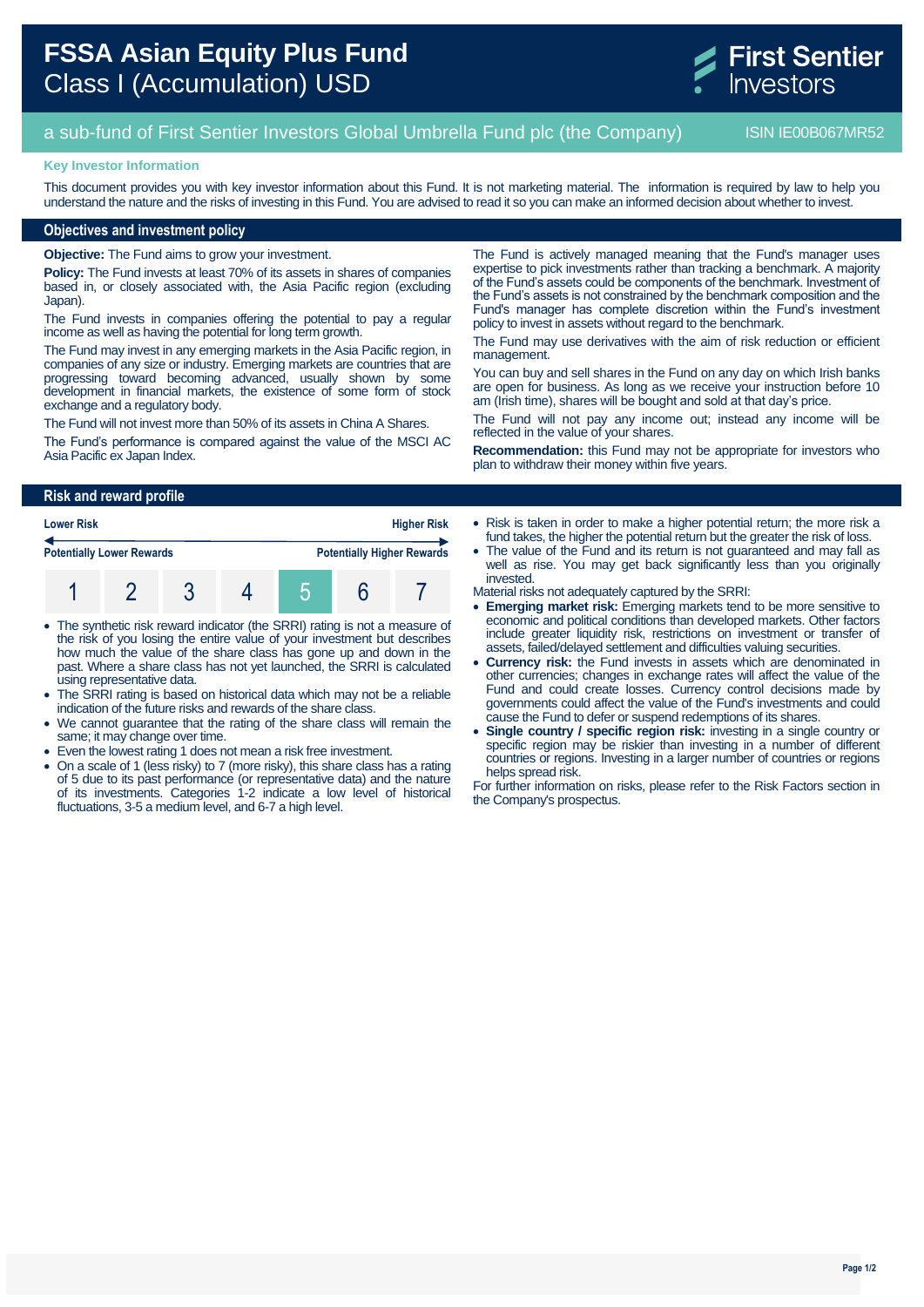# FSSA Asian Equity Plus Fund
## Class I (Accumulation) USD

First Sentier Investors

a sub-fund of First Sentier Investors Global Umbrella Fund plc (the Company)    ISIN IE00B067MR52

**Key Investor Information**

This document provides you with key investor information about this Fund. It is not marketing material. The information is required by law to help you understand the nature and the risks of investing in this Fund. You are advised to read it so you can make an informed decision about whether to invest.

## Objectives and investment policy

**Objective:** The Fund aims to grow your investment.

**Policy:** The Fund invests at least 70% of its assets in shares of companies based in, or closely associated with, the Asia Pacific region (excluding Japan).

The Fund invests in companies offering the potential to pay a regular income as well as having the potential for long term growth.

The Fund may invest in any emerging markets in the Asia Pacific region, in companies of any size or industry. Emerging markets are countries that are progressing toward becoming advanced, usually shown by some development in financial markets, the existence of some form of stock exchange and a regulatory body.

The Fund will not invest more than 50% of its assets in China A Shares.

The Fund's performance is compared against the value of the MSCI AC Asia Pacific ex Japan Index.

The Fund is actively managed meaning that the Fund's manager uses expertise to pick investments rather than tracking a benchmark. A majority of the Fund's assets could be components of the benchmark. Investment of the Fund's assets is not constrained by the benchmark composition and the Fund's manager has complete discretion within the Fund's investment policy to invest in assets without regard to the benchmark.

The Fund may use derivatives with the aim of risk reduction or efficient management.

You can buy and sell shares in the Fund on any day on which Irish banks are open for business. As long as we receive your instruction before 10 am (Irish time), shares will be bought and sold at that day's price.

The Fund will not pay any income out; instead any income will be reflected in the value of your shares.

**Recommendation:** this Fund may not be appropriate for investors who plan to withdraw their money within five years.

## Risk and reward profile

| Lower Risk | | | | | | Higher Risk |
|---|---|---|---|---|---|---|
| Potentially Lower Rewards | | | | | | Potentially Higher Rewards |
| 1 | 2 | 3 | 4 | **5** | 6 | 7 |

- The synthetic risk reward indicator (the SRRI) rating is not a measure of the risk of you losing the entire value of your investment but describes how much the value of the share class has gone up and down in the past. Where a share class has not yet launched, the SRRI is calculated using representative data.
- The SRRI rating is based on historical data which may not be a reliable indication of the future risks and rewards of the share class.
- We cannot guarantee that the rating of the share class will remain the same; it may change over time.
- Even the lowest rating 1 does not mean a risk free investment.
- On a scale of 1 (less risky) to 7 (more risky), this share class has a rating of 5 due to its past performance (or representative data) and the nature of its investments. Categories 1-2 indicate a low level of historical fluctuations, 3-5 a medium level, and 6-7 a high level.
- Risk is taken in order to make a higher potential return; the more risk a fund takes, the higher the potential return but the greater the risk of loss.
- The value of the Fund and its return is not guaranteed and may fall as well as rise. You may get back significantly less than you originally invested.

Material risks not adequately captured by the SRRI:

- **Emerging market risk:** Emerging markets tend to be more sensitive to economic and political conditions than developed markets. Other factors include greater liquidity risk, restrictions on investment or transfer of assets, failed/delayed settlement and difficulties valuing securities.
- **Currency risk:** the Fund invests in assets which are denominated in other currencies; changes in exchange rates will affect the value of the Fund and could create losses. Currency control decisions made by governments could affect the value of the Fund's investments and could cause the Fund to defer or suspend redemptions of its shares.
- **Single country / specific region risk:** investing in a single country or specific region may be riskier than investing in a number of different countries or regions. Investing in a larger number of countries or regions helps spread risk.

For further information on risks, please refer to the Risk Factors section in the Company's prospectus.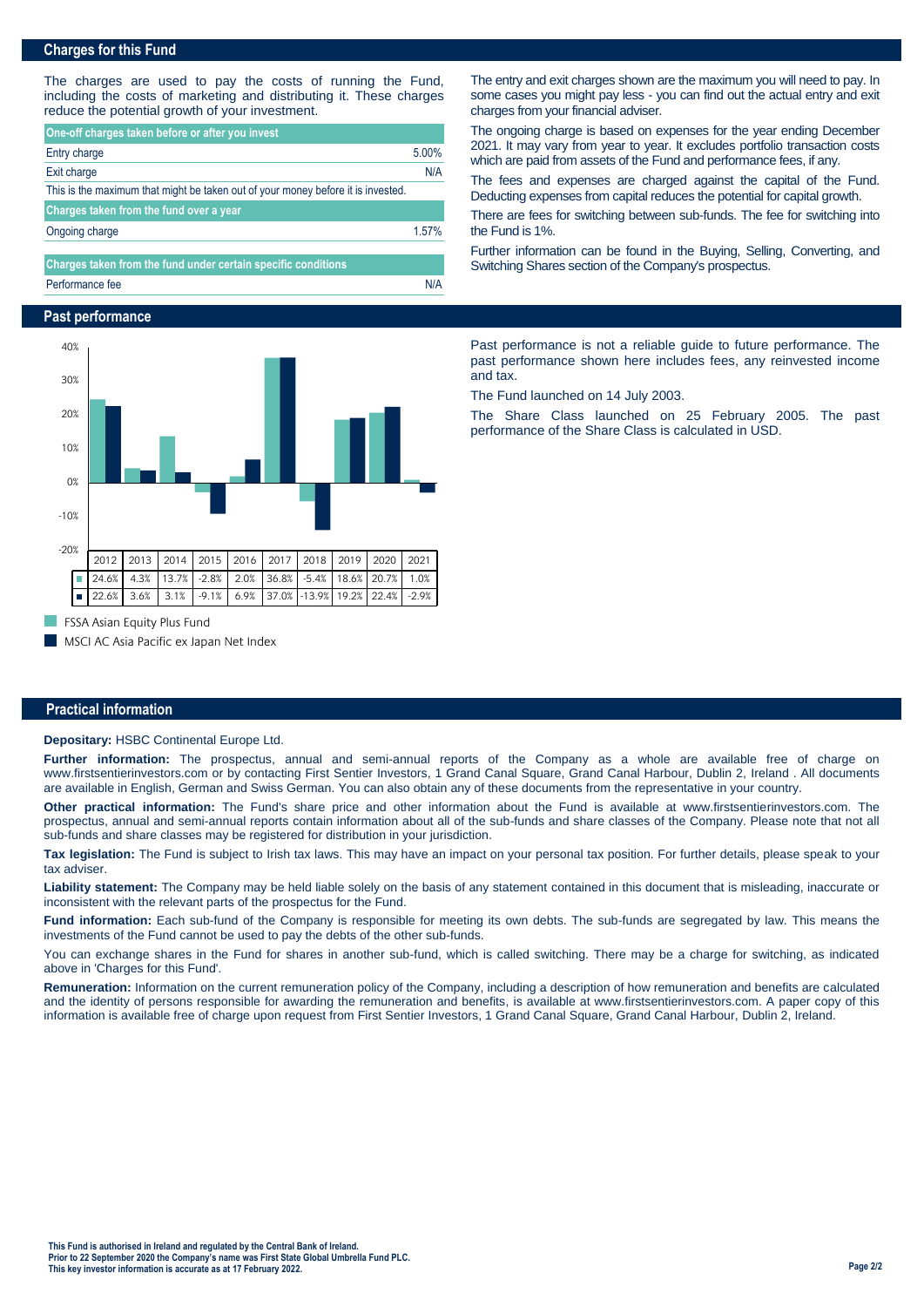## Charges for this Fund

The charges are used to pay the costs of running the Fund, including the costs of marketing and distributing it. These charges reduce the potential growth of your investment.

| One-off charges taken before or after you invest | |
|---|---|
| Entry charge | 5.00% |
| Exit charge | N/A |
| This is the maximum that might be taken out of your money before it is invested. | |
| **Charges taken from the fund over a year** | |
| Ongoing charge | 1.57% |
| **Charges taken from the fund under certain specific conditions** | |
| Performance fee | N/A |

The entry and exit charges shown are the maximum you will need to pay. In some cases you might pay less - you can find out the actual entry and exit charges from your financial adviser.

The ongoing charge is based on expenses for the year ending December 2021. It may vary from year to year. It excludes portfolio transaction costs which are paid from assets of the Fund and performance fees, if any.

The fees and expenses are charged against the capital of the Fund. Deducting expenses from capital reduces the potential for capital growth.

There are fees for switching between sub-funds. The fee for switching into the Fund is 1%.

Further information can be found in the Buying, Selling, Converting, and Switching Shares section of the Company's prospectus.

## Past performance

40%
30%
20%
10%
0%
-10%
-20%

2012 2013 2014 2015 2016 2017 2018 2019 2020 2021

24.6% 4.3% 13.7% -2.8% 2.0% 36.8% -5.4% 18.6% 20.7% 1.0%

22.6% 3.6% 3.1% -9.1% 6.9% 37.0% -13.9% 19.2% 22.4% -2.9%

FSSA Asian Equity Plus Fund

MSCI AC Asia Pacific ex Japan Net Index

Past performance is not a reliable guide to future performance. The past performance shown here includes fees, any reinvested income and tax.

The Fund launched on 14 July 2003.

The Share Class launched on 25 February 2005. The past performance of the Share Class is calculated in USD.

## Practical information

**Depositary:** HSBC Continental Europe Ltd.

**Further information:** The prospectus, annual and semi-annual reports of the Company as a whole are available free of charge on www.firstsentierinvestors.com or by contacting First Sentier Investors, 1 Grand Canal Square, Grand Canal Harbour, Dublin 2, Ireland . All documents are available in English, German and Swiss German. You can also obtain any of these documents from the representative in your country.

**Other practical information:** The Fund's share price and other information about the Fund is available at www.firstsentierinvestors.com. The prospectus, annual and semi-annual reports contain information about all of the sub-funds and share classes of the Company. Please note that not all sub-funds and share classes may be registered for distribution in your jurisdiction.

**Tax legislation:** The Fund is subject to Irish tax laws. This may have an impact on your personal tax position. For further details, please speak to your tax adviser.

**Liability statement:** The Company may be held liable solely on the basis of any statement contained in this document that is misleading, inaccurate or inconsistent with the relevant parts of the prospectus for the Fund.

**Fund information:** Each sub-fund of the Company is responsible for meeting its own debts. The sub-funds are segregated by law. This means the investments of the Fund cannot be used to pay the debts of the other sub-funds.

You can exchange shares in the Fund for shares in another sub-fund, which is called switching. There may be a charge for switching, as indicated above in 'Charges for this Fund'.

**Remuneration:** Information on the current remuneration policy of the Company, including a description of how remuneration and benefits are calculated and the identity of persons responsible for awarding the remuneration and benefits, is available at www.firstsentierinvestors.com. A paper copy of this information is available free of charge upon request from First Sentier Investors, 1 Grand Canal Square, Grand Canal Harbour, Dublin 2, Ireland.

**This Fund is authorised in Ireland and regulated by the Central Bank of Ireland.**
**Prior to 22 September 2020 the Company's name was First State Global Umbrella Fund PLC.**
**This key investor information is accurate as at 17 February 2022.**